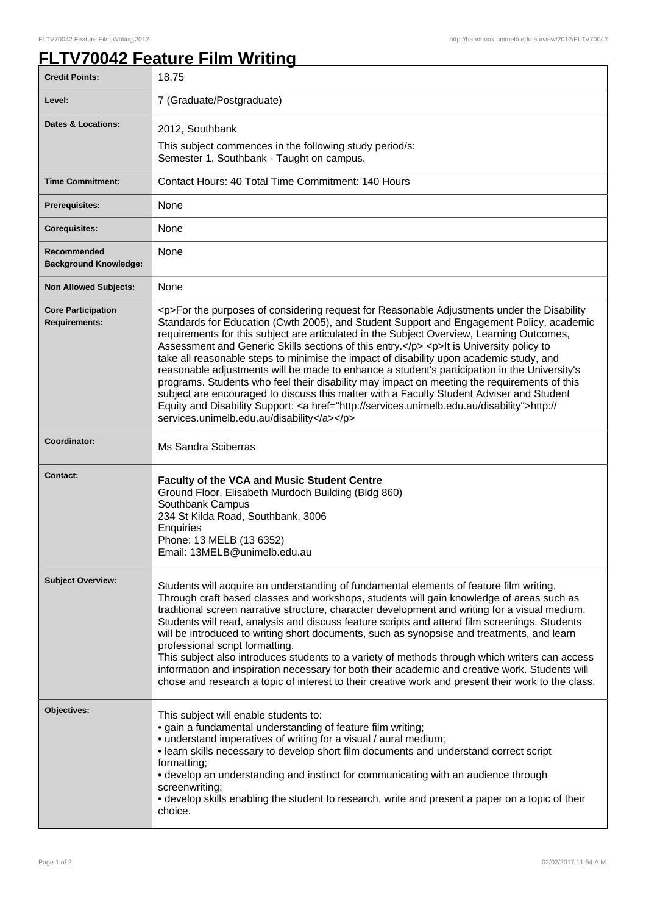# FLTV70042 Feature Film Writing

| | |
|---|---|
| **Credit Points:** | 18.75 |
| **Level:** | 7 (Graduate/Postgraduate) |
| **Dates & Locations:** | 2012, Southbank<br>This subject commences in the following study period/s:<br>Semester 1, Southbank - Taught on campus. |
| **Time Commitment:** | Contact Hours: 40 Total Time Commitment: 140 Hours |
| **Prerequisites:** | None |
| **Corequisites:** | None |
| **Recommended Background Knowledge:** | None |
| **Non Allowed Subjects:** | None |
| **Core Participation Requirements:** | <p>For the purposes of considering request for Reasonable Adjustments under the Disability Standards for Education (Cwth 2005), and Student Support and Engagement Policy, academic requirements for this subject are articulated in the Subject Overview, Learning Outcomes, Assessment and Generic Skills sections of this entry.</p> <p>It is University policy to take all reasonable steps to minimise the impact of disability upon academic study, and reasonable adjustments will be made to enhance a student's participation in the University's programs. Students who feel their disability may impact on meeting the requirements of this subject are encouraged to discuss this matter with a Faculty Student Adviser and Student Equity and Disability Support: <a href="http://services.unimelb.edu.au/disability">http://services.unimelb.edu.au/disability</a></p> |
| **Coordinator:** | Ms Sandra Sciberras |
| **Contact:** | **Faculty of the VCA and Music Student Centre**<br>Ground Floor, Elisabeth Murdoch Building (Bldg 860)<br>Southbank Campus<br>234 St Kilda Road, Southbank, 3006<br>Enquiries<br>Phone: 13 MELB (13 6352)<br>Email: 13MELB@unimelb.edu.au |
| **Subject Overview:** | Students will acquire an understanding of fundamental elements of feature film writing. Through craft based classes and workshops, students will gain knowledge of areas such as traditional screen narrative structure, character development and writing for a visual medium. Students will read, analysis and discuss feature scripts and attend film screenings. Students will be introduced to writing short documents, such as synopsise and treatments, and learn professional script formatting.<br>This subject also introduces students to a variety of methods through which writers can access information and inspiration necessary for both their academic and creative work. Students will chose and research a topic of interest to their creative work and present their work to the class. |
| **Objectives:** | This subject will enable students to:<br>• gain a fundamental understanding of feature film writing;<br>• understand imperatives of writing for a visual / aural medium;<br>• learn skills necessary to develop short film documents and understand correct script formatting;<br>• develop an understanding and instinct for communicating with an audience through screenwriting;<br>• develop skills enabling the student to research, write and present a paper on a topic of their choice. |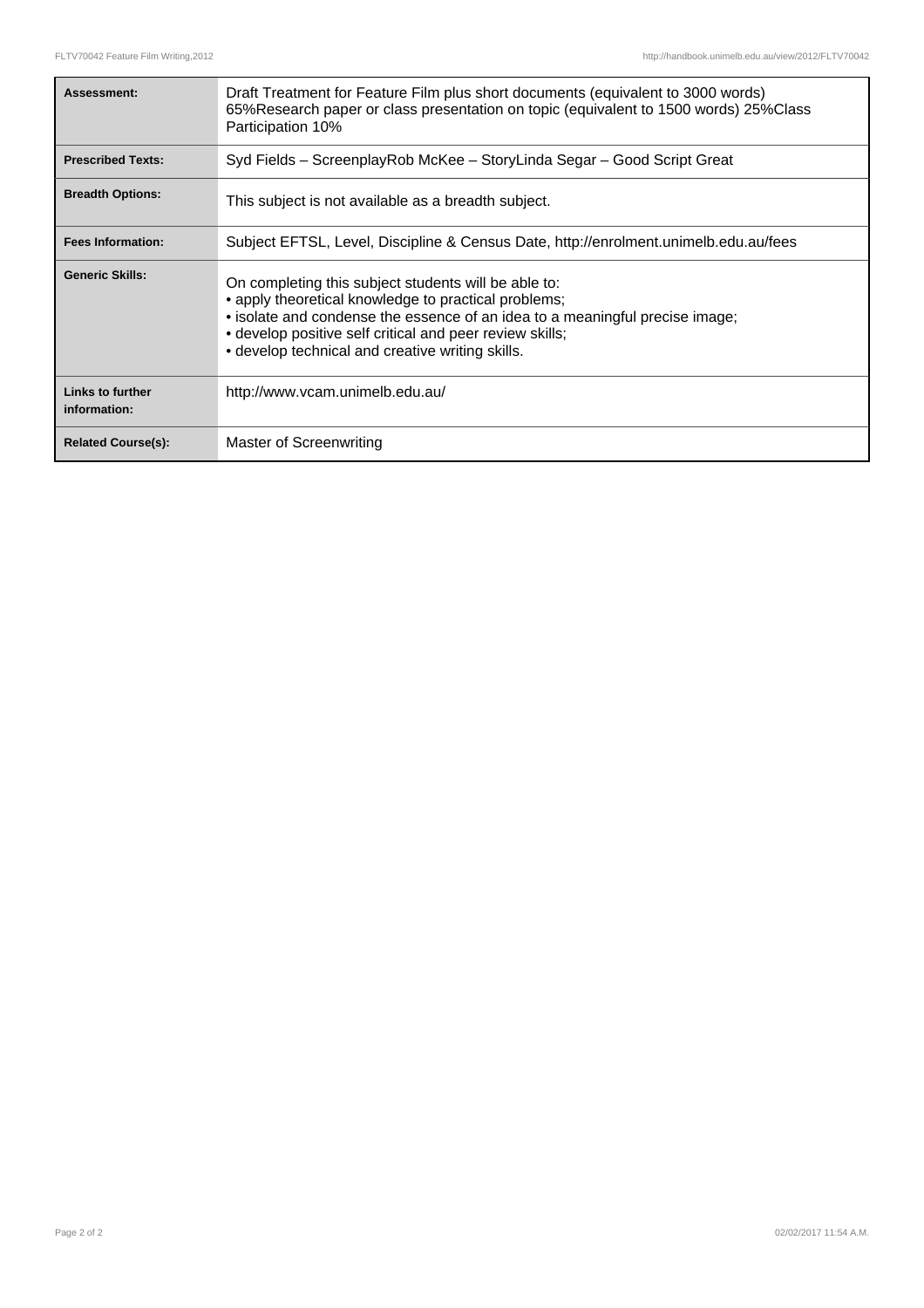| | |
|---|---|
| **Assessment:** | Draft Treatment for Feature Film plus short documents (equivalent to 3000 words) 65%Research paper or class presentation on topic (equivalent to 1500 words) 25%Class Participation 10% |
| **Prescribed Texts:** | Syd Fields – ScreenplayRob McKee – StoryLinda Segar – Good Script Great |
| **Breadth Options:** | This subject is not available as a breadth subject. |
| **Fees Information:** | Subject EFTSL, Level, Discipline & Census Date, http://enrolment.unimelb.edu.au/fees |
| **Generic Skills:** | On completing this subject students will be able to: <br>• apply theoretical knowledge to practical problems; <br>• isolate and condense the essence of an idea to a meaningful precise image; <br>• develop positive self critical and peer review skills; <br>• develop technical and creative writing skills. |
| **Links to further information:** | http://www.vcam.unimelb.edu.au/ |
| **Related Course(s):** | Master of Screenwriting |